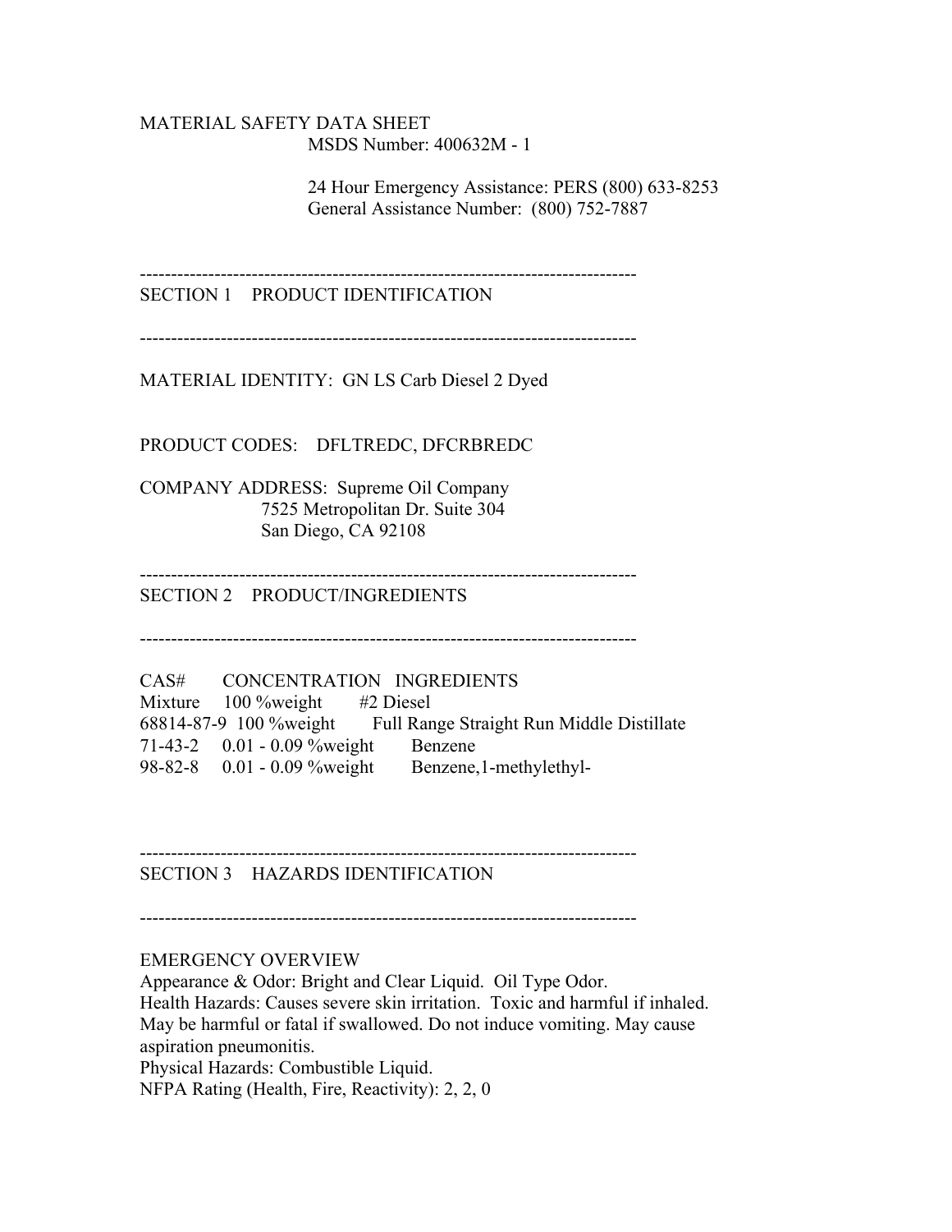# MATERIAL SAFETY DATA SHEET

MSDS Number: 400632M - 1

24 Hour Emergency Assistance: PERS (800) 633-8253
General Assistance Number: (800) 752-7887

---

## SECTION 1 PRODUCT IDENTIFICATION

---

MATERIAL IDENTITY: GN LS Carb Diesel 2 Dyed

PRODUCT CODES: DFLTREDC, DFCRBREDC

COMPANY ADDRESS: Supreme Oil Company
7525 Metropolitan Dr. Suite 304
San Diego, CA 92108

---

## SECTION 2 PRODUCT/INGREDIENTS

---

| CAS# | CONCENTRATION | INGREDIENTS |
|---|---|---|
| Mixture | 100 %weight | #2 Diesel |
| 68814-87-9 | 100 %weight | Full Range Straight Run Middle Distillate |
| 71-43-2 | 0.01 - 0.09 %weight | Benzene |
| 98-82-8 | 0.01 - 0.09 %weight | Benzene,1-methylethyl- |

---

## SECTION 3 HAZARDS IDENTIFICATION

---

EMERGENCY OVERVIEW

Appearance & Odor: Bright and Clear Liquid. Oil Type Odor.

Health Hazards: Causes severe skin irritation. Toxic and harmful if inhaled. May be harmful or fatal if swallowed. Do not induce vomiting. May cause aspiration pneumonitis.

Physical Hazards: Combustible Liquid.

NFPA Rating (Health, Fire, Reactivity): 2, 2, 0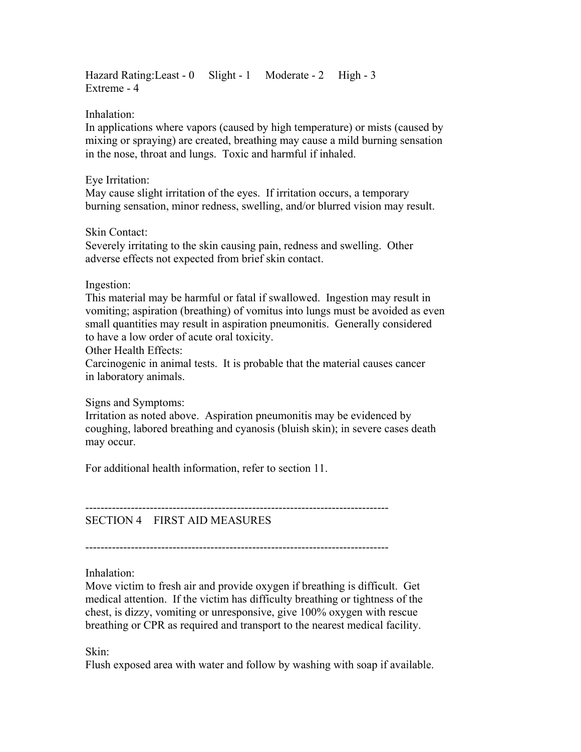Hazard Rating:Least - 0 Slight - 1 Moderate - 2 High - 3 Extreme - 4

Inhalation:
In applications where vapors (caused by high temperature) or mists (caused by mixing or spraying) are created, breathing may cause a mild burning sensation in the nose, throat and lungs. Toxic and harmful if inhaled.

Eye Irritation:
May cause slight irritation of the eyes. If irritation occurs, a temporary burning sensation, minor redness, swelling, and/or blurred vision may result.

Skin Contact:
Severely irritating to the skin causing pain, redness and swelling. Other adverse effects not expected from brief skin contact.

Ingestion:
This material may be harmful or fatal if swallowed. Ingestion may result in vomiting; aspiration (breathing) of vomitus into lungs must be avoided as even small quantities may result in aspiration pneumonitis. Generally considered to have a low order of acute oral toxicity.

Other Health Effects:
Carcinogenic in animal tests. It is probable that the material causes cancer in laboratory animals.

Signs and Symptoms:
Irritation as noted above. Aspiration pneumonitis may be evidenced by coughing, labored breathing and cyanosis (bluish skin); in severe cases death may occur.

For additional health information, refer to section 11.

---

## SECTION 4 FIRST AID MEASURES

---

Inhalation:
Move victim to fresh air and provide oxygen if breathing is difficult. Get medical attention. If the victim has difficulty breathing or tightness of the chest, is dizzy, vomiting or unresponsive, give 100% oxygen with rescue breathing or CPR as required and transport to the nearest medical facility.

Skin:
Flush exposed area with water and follow by washing with soap if available.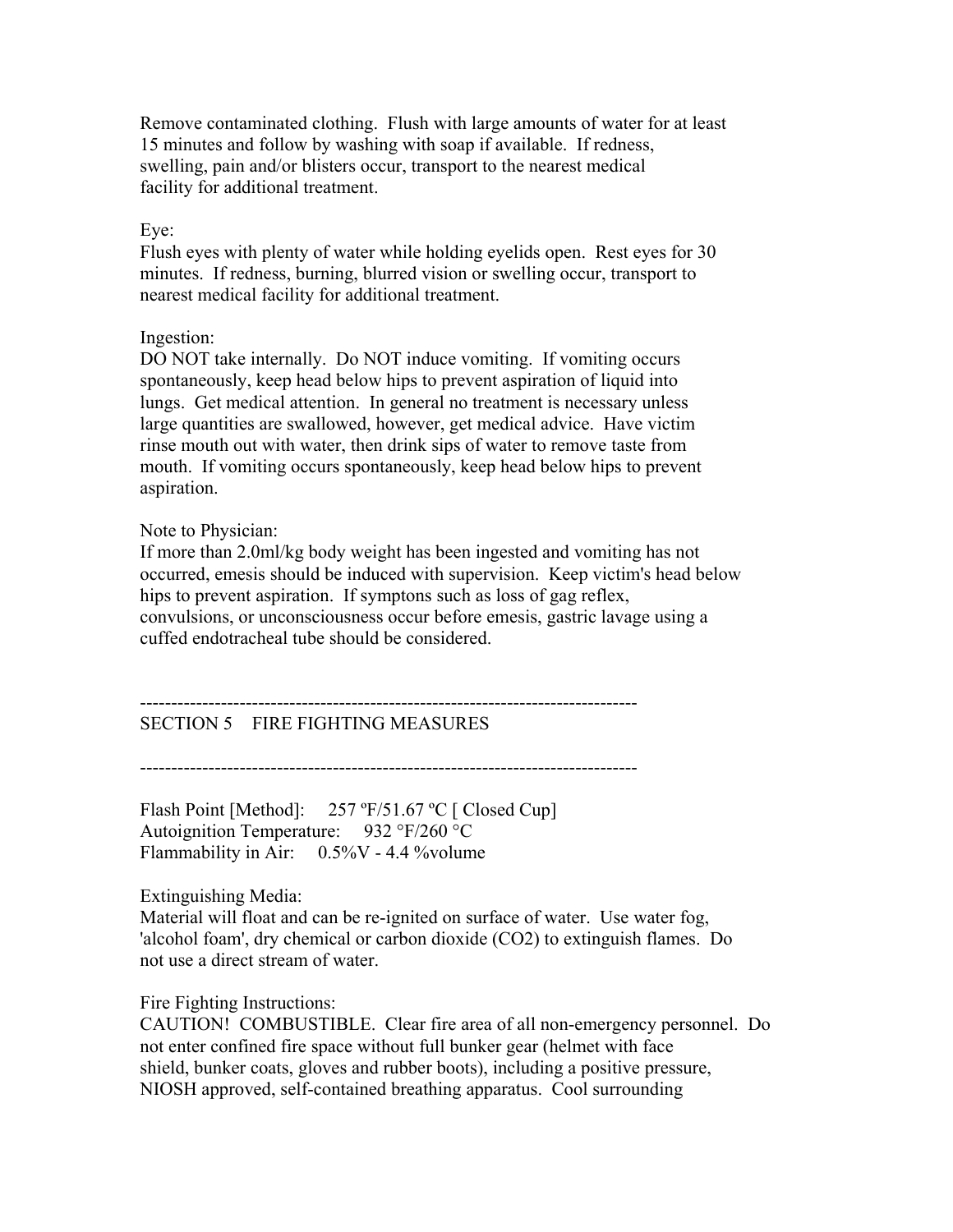Remove contaminated clothing. Flush with large amounts of water for at least 15 minutes and follow by washing with soap if available. If redness, swelling, pain and/or blisters occur, transport to the nearest medical facility for additional treatment.

Eye:
Flush eyes with plenty of water while holding eyelids open. Rest eyes for 30 minutes. If redness, burning, blurred vision or swelling occur, transport to nearest medical facility for additional treatment.

Ingestion:
DO NOT take internally. Do NOT induce vomiting. If vomiting occurs spontaneously, keep head below hips to prevent aspiration of liquid into lungs. Get medical attention. In general no treatment is necessary unless large quantities are swallowed, however, get medical advice. Have victim rinse mouth out with water, then drink sips of water to remove taste from mouth. If vomiting occurs spontaneously, keep head below hips to prevent aspiration.

Note to Physician:
If more than 2.0ml/kg body weight has been ingested and vomiting has not occurred, emesis should be induced with supervision. Keep victim's head below hips to prevent aspiration. If symptons such as loss of gag reflex, convulsions, or unconsciousness occur before emesis, gastric lavage using a cuffed endotracheal tube should be considered.

--------------------------------------------------------------------------------

## SECTION 5 FIRE FIGHTING MEASURES

--------------------------------------------------------------------------------

Flash Point [Method]: 257 ºF/51.67 ºC [ Closed Cup]
Autoignition Temperature: 932 °F/260 °C
Flammability in Air: 0.5%V - 4.4 %volume

Extinguishing Media:
Material will float and can be re-ignited on surface of water. Use water fog, 'alcohol foam', dry chemical or carbon dioxide ($CO_2$) to extinguish flames. Do not use a direct stream of water.

Fire Fighting Instructions:
CAUTION! COMBUSTIBLE. Clear fire area of all non-emergency personnel. Do not enter confined fire space without full bunker gear (helmet with face shield, bunker coats, gloves and rubber boots), including a positive pressure, NIOSH approved, self-contained breathing apparatus. Cool surrounding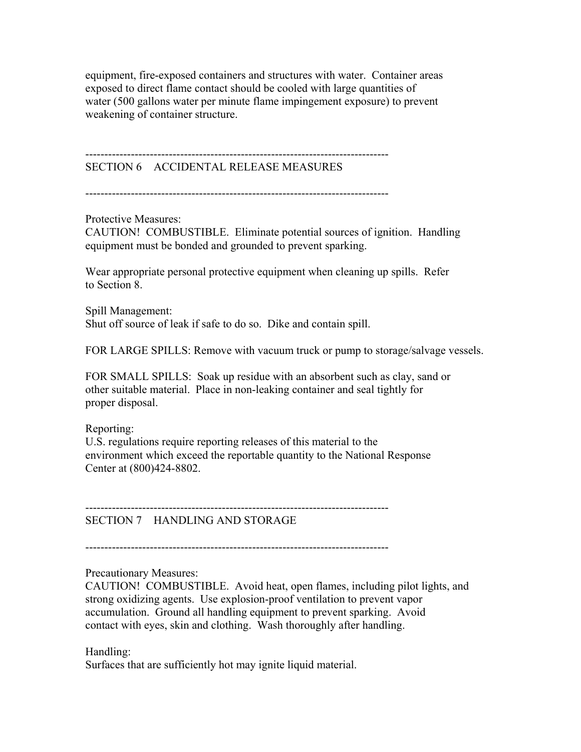equipment, fire-exposed containers and structures with water. Container areas exposed to direct flame contact should be cooled with large quantities of water (500 gallons water per minute flame impingement exposure) to prevent weakening of container structure.

---

## SECTION 6 ACCIDENTAL RELEASE MEASURES

---

Protective Measures:
CAUTION! COMBUSTIBLE. Eliminate potential sources of ignition. Handling equipment must be bonded and grounded to prevent sparking.

Wear appropriate personal protective equipment when cleaning up spills. Refer to Section 8.

Spill Management:
Shut off source of leak if safe to do so. Dike and contain spill.

FOR LARGE SPILLS: Remove with vacuum truck or pump to storage/salvage vessels.

FOR SMALL SPILLS: Soak up residue with an absorbent such as clay, sand or other suitable material. Place in non-leaking container and seal tightly for proper disposal.

Reporting:
U.S. regulations require reporting releases of this material to the environment which exceed the reportable quantity to the National Response Center at (800)424-8802.

---

## SECTION 7 HANDLING AND STORAGE

---

Precautionary Measures:
CAUTION! COMBUSTIBLE. Avoid heat, open flames, including pilot lights, and strong oxidizing agents. Use explosion-proof ventilation to prevent vapor accumulation. Ground all handling equipment to prevent sparking. Avoid contact with eyes, skin and clothing. Wash thoroughly after handling.

Handling:
Surfaces that are sufficiently hot may ignite liquid material.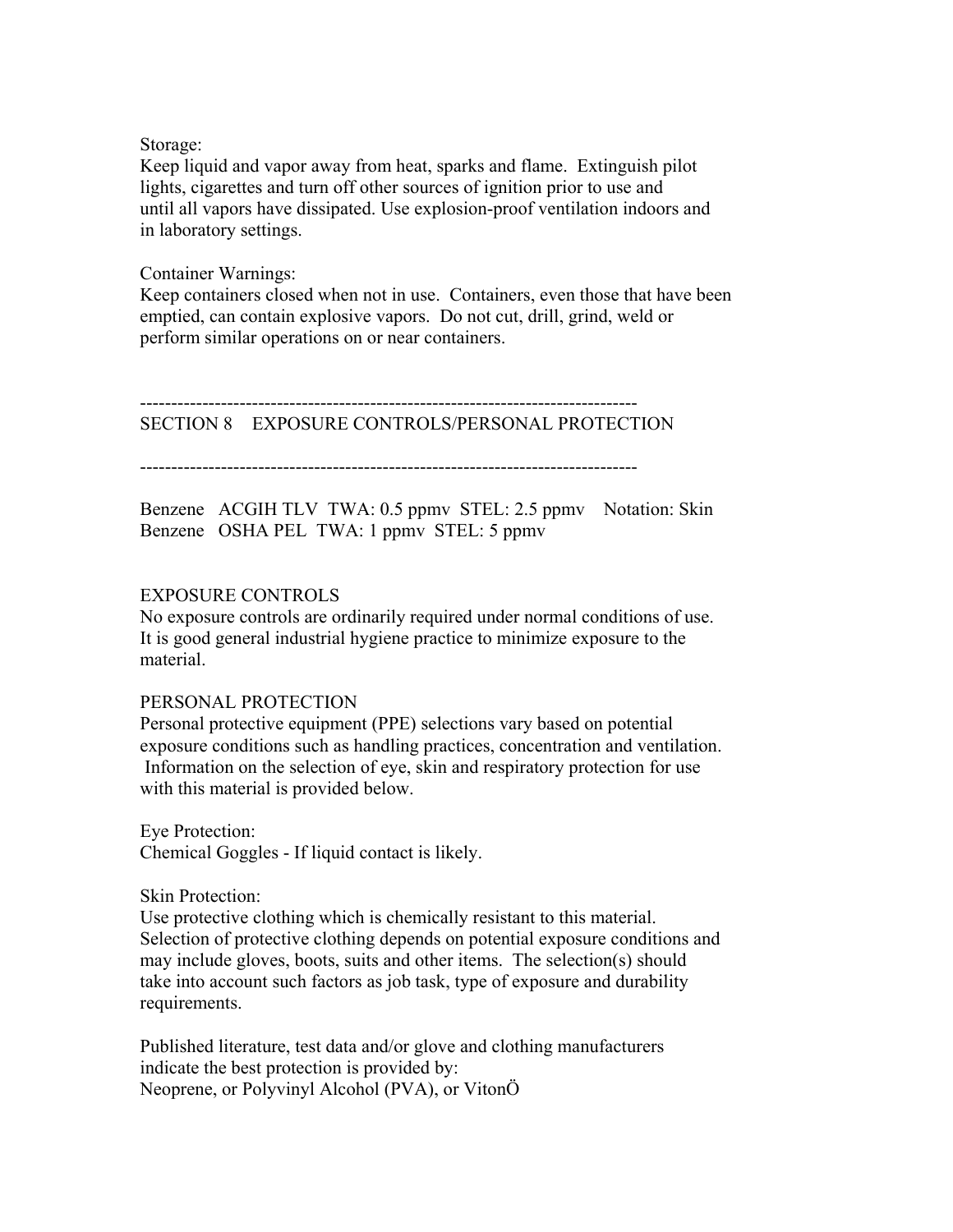Storage:
Keep liquid and vapor away from heat, sparks and flame. Extinguish pilot lights, cigarettes and turn off other sources of ignition prior to use and until all vapors have dissipated. Use explosion-proof ventilation indoors and in laboratory settings.

Container Warnings:
Keep containers closed when not in use. Containers, even those that have been emptied, can contain explosive vapors. Do not cut, drill, grind, weld or perform similar operations on or near containers.

---

## SECTION 8 EXPOSURE CONTROLS/PERSONAL PROTECTION

---

Benzene ACGIH TLV TWA: 0.5 ppmv STEL: 2.5 ppmv Notation: Skin
Benzene OSHA PEL TWA: 1 ppmv STEL: 5 ppmv

EXPOSURE CONTROLS
No exposure controls are ordinarily required under normal conditions of use. It is good general industrial hygiene practice to minimize exposure to the material.

PERSONAL PROTECTION
Personal protective equipment (PPE) selections vary based on potential exposure conditions such as handling practices, concentration and ventilation. Information on the selection of eye, skin and respiratory protection for use with this material is provided below.

Eye Protection:
Chemical Goggles - If liquid contact is likely.

Skin Protection:
Use protective clothing which is chemically resistant to this material. Selection of protective clothing depends on potential exposure conditions and may include gloves, boots, suits and other items. The selection(s) should take into account such factors as job task, type of exposure and durability requirements.

Published literature, test data and/or glove and clothing manufacturers indicate the best protection is provided by:
Neoprene, or Polyvinyl Alcohol (PVA), or VitonÖ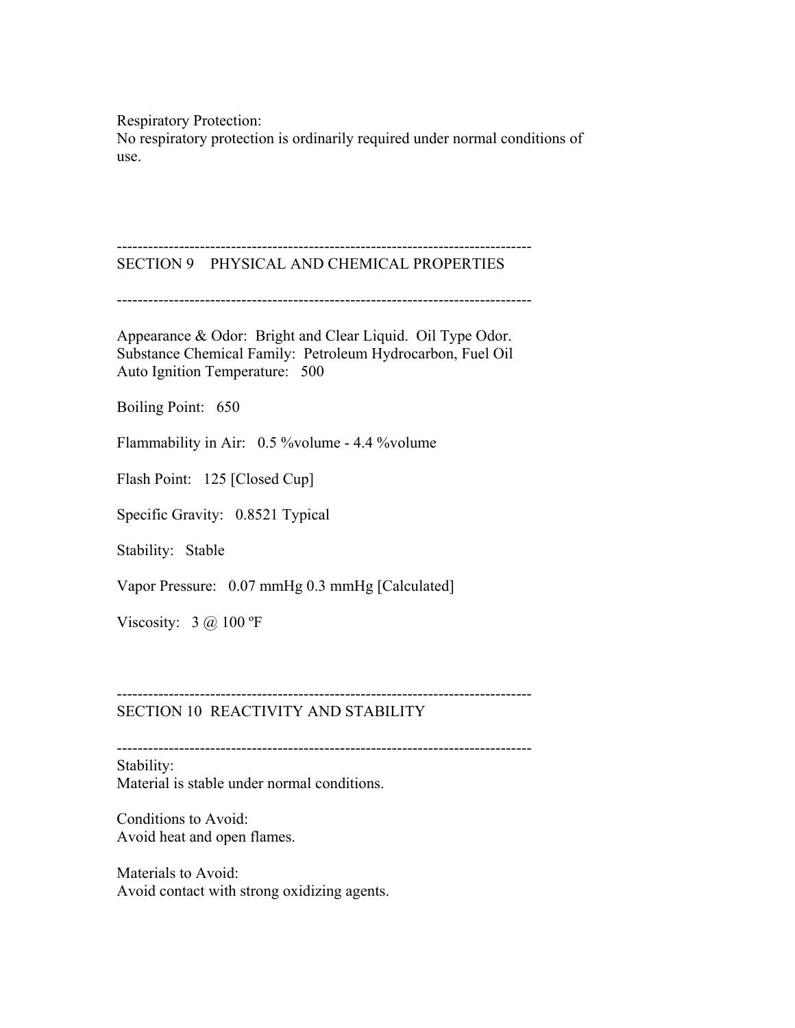Respiratory Protection:
No respiratory protection is ordinarily required under normal conditions of use.

---

## SECTION 9 PHYSICAL AND CHEMICAL PROPERTIES

---

Appearance & Odor: Bright and Clear Liquid. Oil Type Odor.
Substance Chemical Family: Petroleum Hydrocarbon, Fuel Oil
Auto Ignition Temperature: 500

Boiling Point: 650

Flammability in Air: 0.5 %volume - 4.4 %volume

Flash Point: 125 [Closed Cup]

Specific Gravity: 0.8521 Typical

Stability: Stable

Vapor Pressure: 0.07 mmHg 0.3 mmHg [Calculated]

Viscosity: 3 @ 100 ºF

---

## SECTION 10 REACTIVITY AND STABILITY

---

Stability:
Material is stable under normal conditions.

Conditions to Avoid:
Avoid heat and open flames.

Materials to Avoid:
Avoid contact with strong oxidizing agents.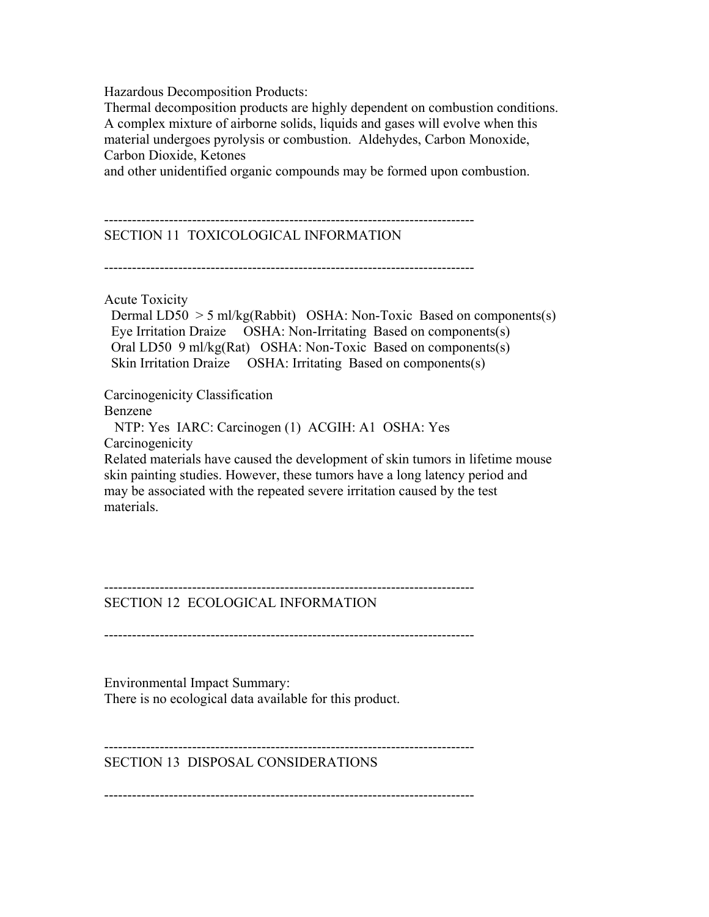Hazardous Decomposition Products:
Thermal decomposition products are highly dependent on combustion conditions. A complex mixture of airborne solids, liquids and gases will evolve when this material undergoes pyrolysis or combustion. Aldehydes, Carbon Monoxide, Carbon Dioxide, Ketones
and other unidentified organic compounds may be formed upon combustion.

---

## SECTION 11 TOXICOLOGICAL INFORMATION

---

Acute Toxicity
- Dermal LD50 > 5 ml/kg(Rabbit) OSHA: Non-Toxic Based on components(s)
- Eye Irritation Draize OSHA: Non-Irritating Based on components(s)
- Oral LD50 9 ml/kg(Rat) OSHA: Non-Toxic Based on components(s)
- Skin Irritation Draize OSHA: Irritating Based on components(s)

Carcinogenicity Classification
Benzene
NTP: Yes IARC: Carcinogen (1) ACGIH: A1 OSHA: Yes
Carcinogenicity
Related materials have caused the development of skin tumors in lifetime mouse skin painting studies. However, these tumors have a long latency period and may be associated with the repeated severe irritation caused by the test materials.

---

## SECTION 12 ECOLOGICAL INFORMATION

---

Environmental Impact Summary:
There is no ecological data available for this product.

---

## SECTION 13 DISPOSAL CONSIDERATIONS

---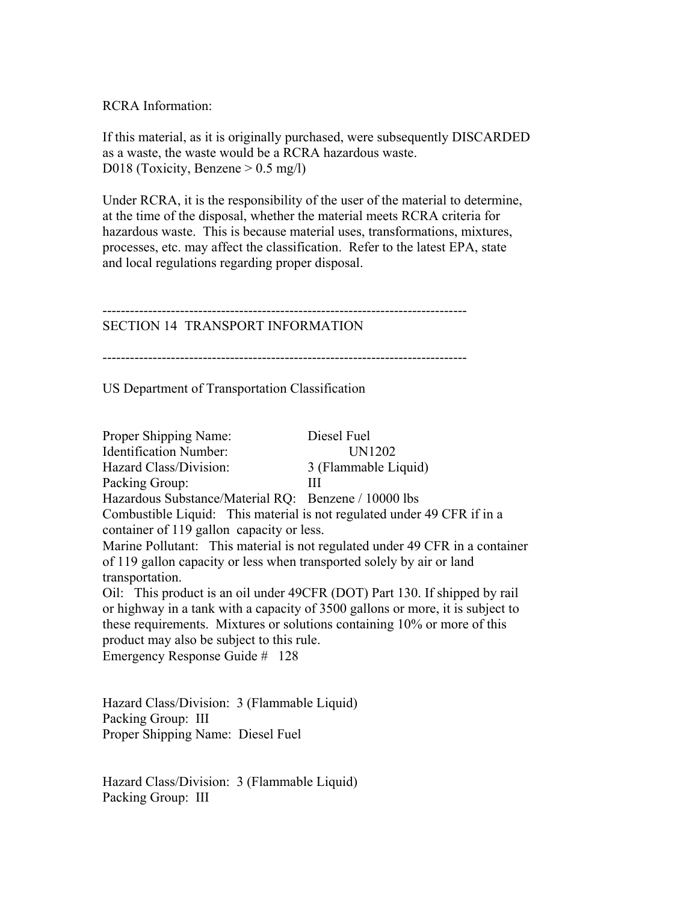RCRA Information:

If this material, as it is originally purchased, were subsequently DISCARDED as a waste, the waste would be a RCRA hazardous waste.
D018 (Toxicity, Benzene > 0.5 mg/l)

Under RCRA, it is the responsibility of the user of the material to determine, at the time of the disposal, whether the material meets RCRA criteria for hazardous waste. This is because material uses, transformations, mixtures, processes, etc. may affect the classification. Refer to the latest EPA, state and local regulations regarding proper disposal.

---

## SECTION 14 TRANSPORT INFORMATION

---

US Department of Transportation Classification

Proper Shipping Name: Diesel Fuel
Identification Number: UN1202
Hazard Class/Division: 3 (Flammable Liquid)
Packing Group: III
Hazardous Substance/Material RQ: Benzene / 10000 lbs
Combustible Liquid: This material is not regulated under 49 CFR if in a container of 119 gallon capacity or less.
Marine Pollutant: This material is not regulated under 49 CFR in a container of 119 gallon capacity or less when transported solely by air or land transportation.
Oil: This product is an oil under 49CFR (DOT) Part 130. If shipped by rail or highway in a tank with a capacity of 3500 gallons or more, it is subject to these requirements. Mixtures or solutions containing 10% or more of this product may also be subject to this rule.
Emergency Response Guide # 128

Hazard Class/Division: 3 (Flammable Liquid)
Packing Group: III
Proper Shipping Name: Diesel Fuel

Hazard Class/Division: 3 (Flammable Liquid)
Packing Group: III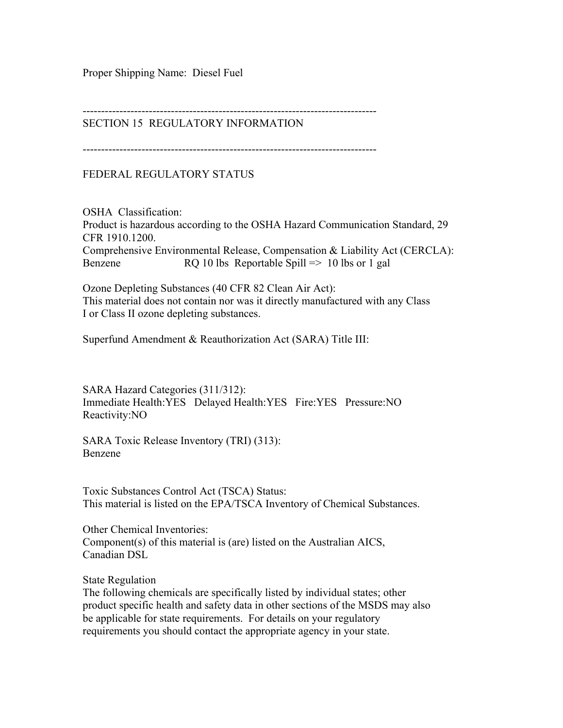Proper Shipping Name: Diesel Fuel

--------------------------------------------------------------------------------

## SECTION 15 REGULATORY INFORMATION

--------------------------------------------------------------------------------

### FEDERAL REGULATORY STATUS

OSHA Classification:
Product is hazardous according to the OSHA Hazard Communication Standard, 29 CFR 1910.1200.
Comprehensive Environmental Release, Compensation & Liability Act (CERCLA):
Benzene RQ 10 lbs Reportable Spill => 10 lbs or 1 gal

Ozone Depleting Substances (40 CFR 82 Clean Air Act):
This material does not contain nor was it directly manufactured with any Class I or Class II ozone depleting substances.

Superfund Amendment & Reauthorization Act (SARA) Title III:

SARA Hazard Categories (311/312):
Immediate Health:YES Delayed Health:YES Fire:YES Pressure:NO Reactivity:NO

SARA Toxic Release Inventory (TRI) (313):
Benzene

Toxic Substances Control Act (TSCA) Status:
This material is listed on the EPA/TSCA Inventory of Chemical Substances.

Other Chemical Inventories:
Component(s) of this material is (are) listed on the Australian AICS, Canadian DSL

State Regulation
The following chemicals are specifically listed by individual states; other product specific health and safety data in other sections of the MSDS may also be applicable for state requirements. For details on your regulatory requirements you should contact the appropriate agency in your state.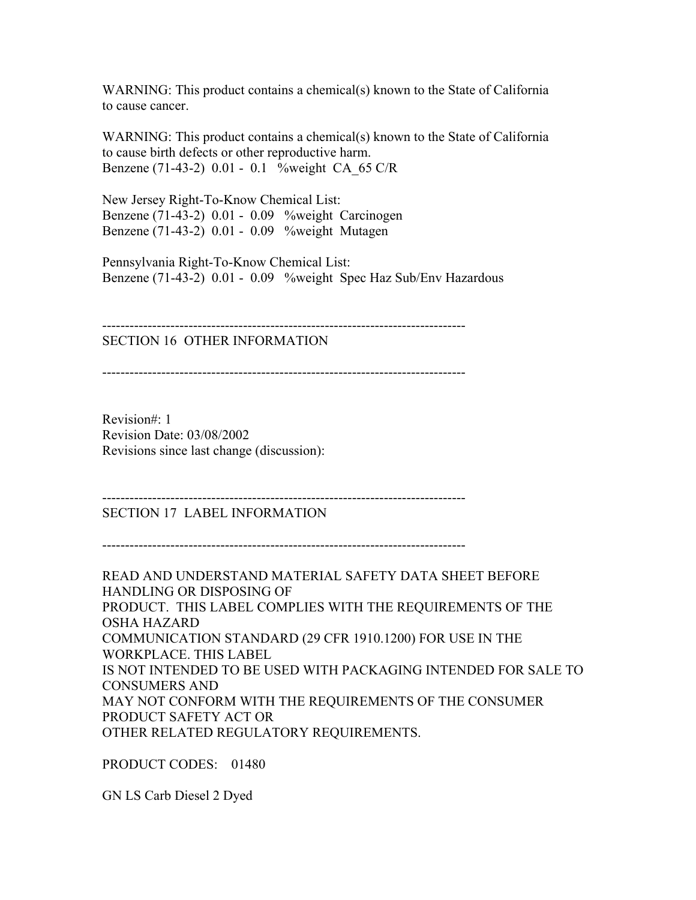WARNING: This product contains a chemical(s) known to the State of California to cause cancer.

WARNING: This product contains a chemical(s) known to the State of California to cause birth defects or other reproductive harm.
Benzene (71-43-2)  0.01 -  0.1   %weight  CA_65 C/R

New Jersey Right-To-Know Chemical List:
Benzene (71-43-2)  0.01 -  0.09   %weight  Carcinogen
Benzene (71-43-2)  0.01 -  0.09   %weight  Mutagen

Pennsylvania Right-To-Know Chemical List:
Benzene (71-43-2)  0.01 -  0.09   %weight  Spec Haz Sub/Env Hazardous

--------------------------------------------------------------------------------

## SECTION 16  OTHER INFORMATION

--------------------------------------------------------------------------------

Revision#: 1
Revision Date: 03/08/2002
Revisions since last change (discussion):

--------------------------------------------------------------------------------

## SECTION 17  LABEL INFORMATION

--------------------------------------------------------------------------------

READ AND UNDERSTAND MATERIAL SAFETY DATA SHEET BEFORE HANDLING OR DISPOSING OF
PRODUCT.  THIS LABEL COMPLIES WITH THE REQUIREMENTS OF THE OSHA HAZARD
COMMUNICATION STANDARD (29 CFR 1910.1200) FOR USE IN THE WORKPLACE. THIS LABEL
IS NOT INTENDED TO BE USED WITH PACKAGING INTENDED FOR SALE TO CONSUMERS AND
MAY NOT CONFORM WITH THE REQUIREMENTS OF THE CONSUMER PRODUCT SAFETY ACT OR
OTHER RELATED REGULATORY REQUIREMENTS.

PRODUCT CODES:    01480

GN LS Carb Diesel 2 Dyed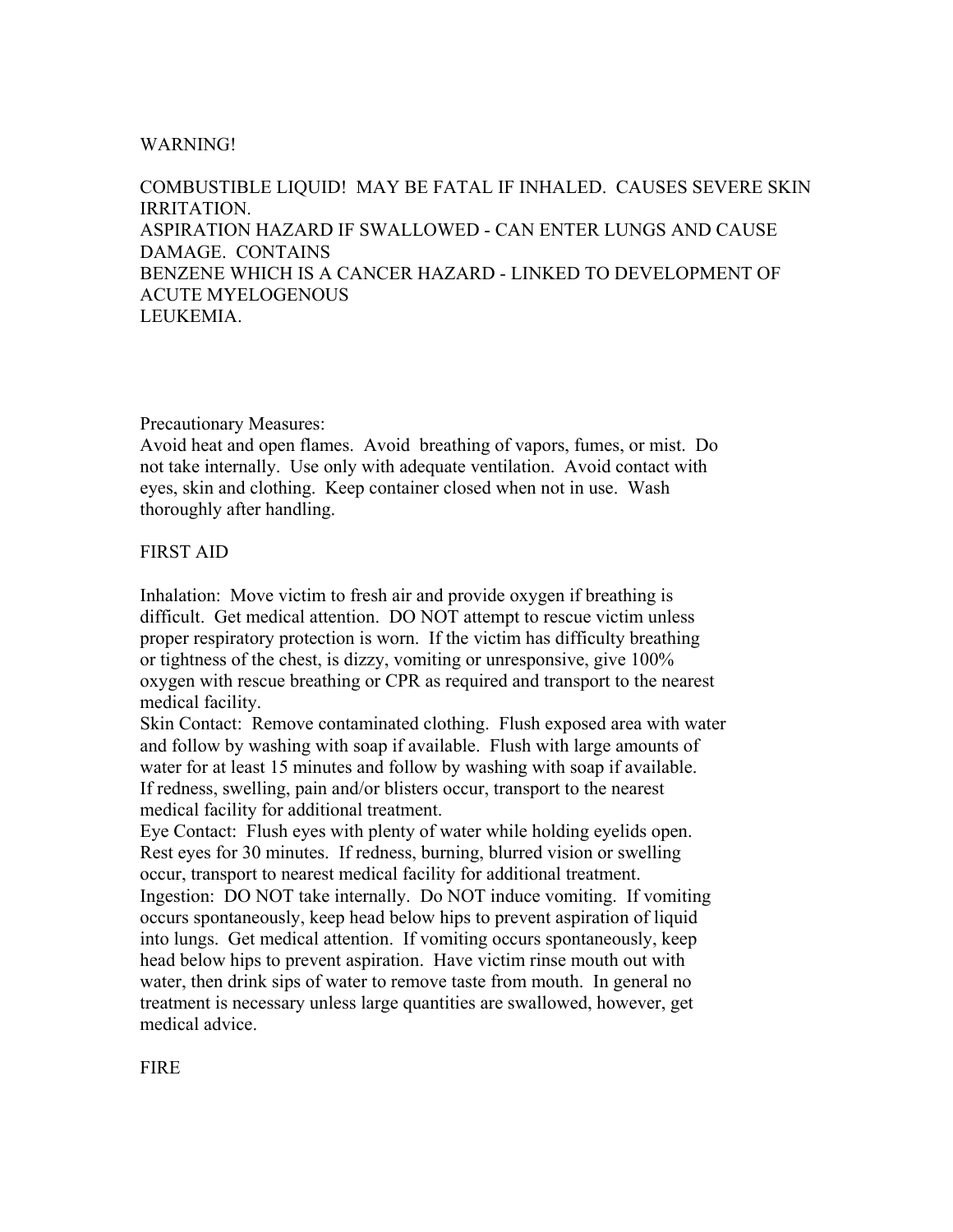WARNING!

COMBUSTIBLE LIQUID! MAY BE FATAL IF INHALED. CAUSES SEVERE SKIN IRRITATION.
ASPIRATION HAZARD IF SWALLOWED - CAN ENTER LUNGS AND CAUSE DAMAGE. CONTAINS
BENZENE WHICH IS A CANCER HAZARD - LINKED TO DEVELOPMENT OF ACUTE MYELOGENOUS
LEUKEMIA.

Precautionary Measures:
Avoid heat and open flames. Avoid breathing of vapors, fumes, or mist. Do not take internally. Use only with adequate ventilation. Avoid contact with eyes, skin and clothing. Keep container closed when not in use. Wash thoroughly after handling.

FIRST AID

Inhalation: Move victim to fresh air and provide oxygen if breathing is difficult. Get medical attention. DO NOT attempt to rescue victim unless proper respiratory protection is worn. If the victim has difficulty breathing or tightness of the chest, is dizzy, vomiting or unresponsive, give 100% oxygen with rescue breathing or CPR as required and transport to the nearest medical facility.
Skin Contact: Remove contaminated clothing. Flush exposed area with water and follow by washing with soap if available. Flush with large amounts of water for at least 15 minutes and follow by washing with soap if available. If redness, swelling, pain and/or blisters occur, transport to the nearest medical facility for additional treatment.
Eye Contact: Flush eyes with plenty of water while holding eyelids open. Rest eyes for 30 minutes. If redness, burning, blurred vision or swelling occur, transport to nearest medical facility for additional treatment.
Ingestion: DO NOT take internally. Do NOT induce vomiting. If vomiting occurs spontaneously, keep head below hips to prevent aspiration of liquid into lungs. Get medical attention. If vomiting occurs spontaneously, keep head below hips to prevent aspiration. Have victim rinse mouth out with water, then drink sips of water to remove taste from mouth. In general no treatment is necessary unless large quantities are swallowed, however, get medical advice.

FIRE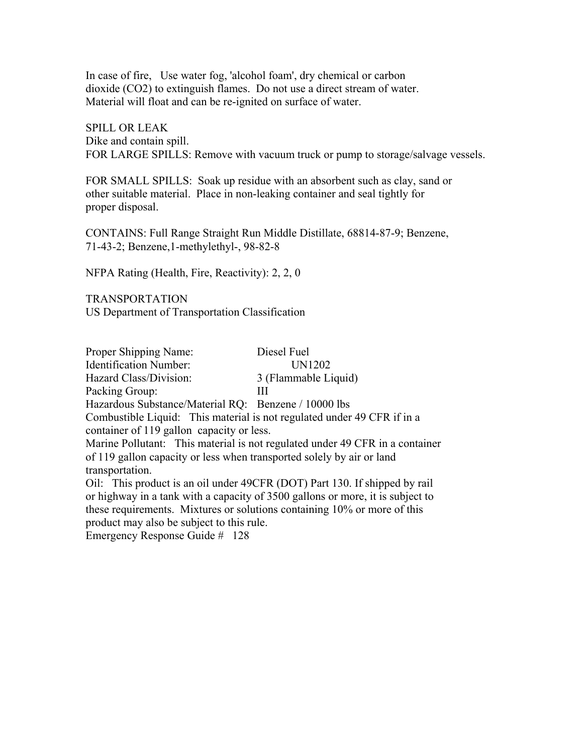In case of fire, Use water fog, 'alcohol foam', dry chemical or carbon dioxide ($CO_2$) to extinguish flames. Do not use a direct stream of water. Material will float and can be re-ignited on surface of water.

SPILL OR LEAK

Dike and contain spill.

FOR LARGE SPILLS: Remove with vacuum truck or pump to storage/salvage vessels.

FOR SMALL SPILLS: Soak up residue with an absorbent such as clay, sand or other suitable material. Place in non-leaking container and seal tightly for proper disposal.

CONTAINS: Full Range Straight Run Middle Distillate, 68814-87-9; Benzene, 71-43-2; Benzene,1-methylethyl-, 98-82-8

NFPA Rating (Health, Fire, Reactivity): 2, 2, 0

TRANSPORTATION

US Department of Transportation Classification

| | |
|---|---|
| Proper Shipping Name: | Diesel Fuel |
| Identification Number: | UN1202 |
| Hazard Class/Division: | 3 (Flammable Liquid) |
| Packing Group: | III |

Hazardous Substance/Material RQ: Benzene / 10000 lbs

Combustible Liquid: This material is not regulated under 49 CFR if in a container of 119 gallon capacity or less.

Marine Pollutant: This material is not regulated under 49 CFR in a container of 119 gallon capacity or less when transported solely by air or land transportation.

Oil: This product is an oil under 49CFR (DOT) Part 130. If shipped by rail or highway in a tank with a capacity of 3500 gallons or more, it is subject to these requirements. Mixtures or solutions containing 10% or more of this product may also be subject to this rule.

Emergency Response Guide # 128